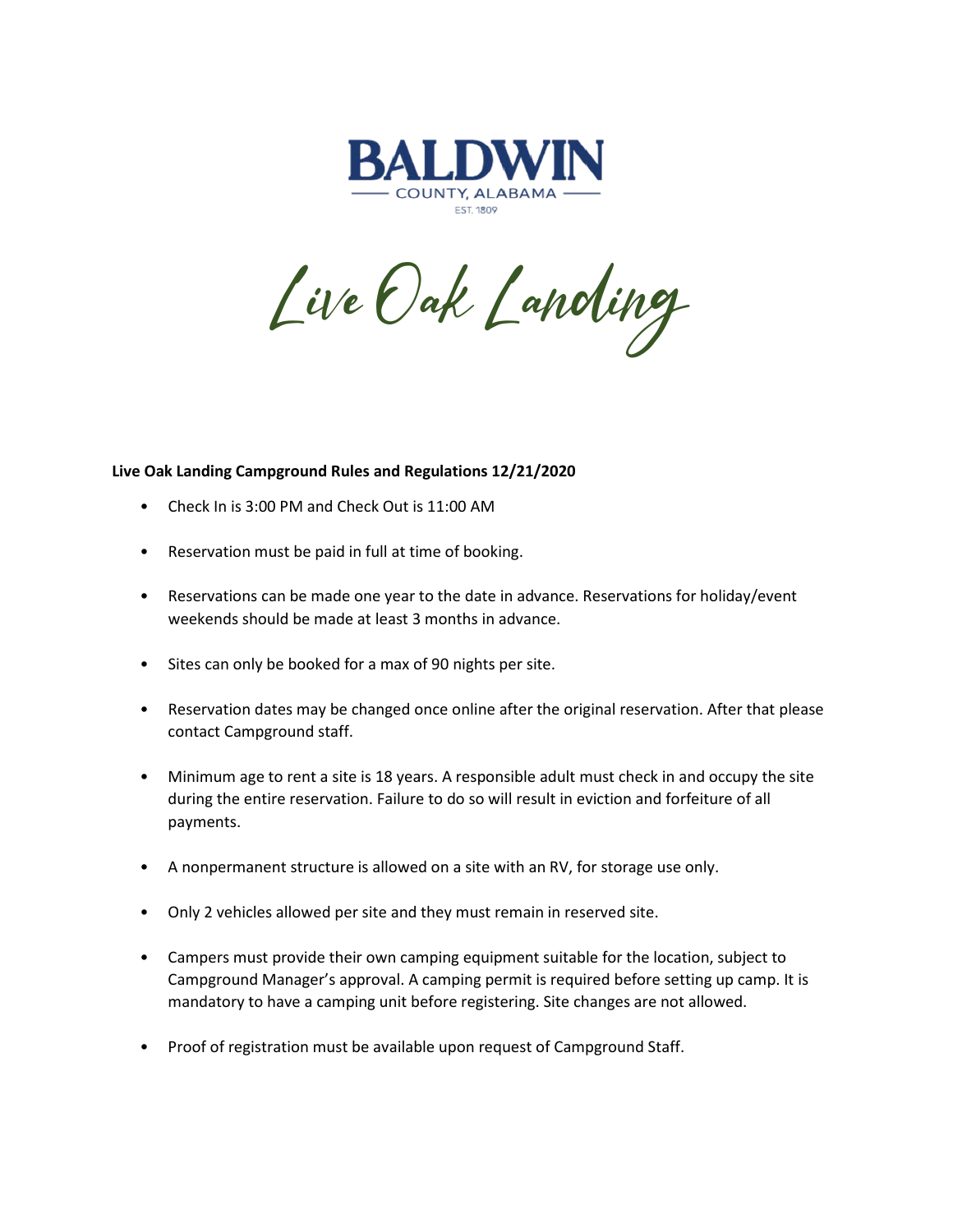BALDWIN

COUNTY, ALABAMA

EST. 1809

# Live Oak Landing

**Live Oak Landing Campground Rules and Regulations 12/21/2020**

- Check In is 3:00 PM and Check Out is 11:00 AM
- Reservation must be paid in full at time of booking.
- Reservations can be made one year to the date in advance. Reservations for holiday/event weekends should be made at least 3 months in advance.
- Sites can only be booked for a max of 90 nights per site.
- Reservation dates may be changed once online after the original reservation. After that please contact Campground staff.
- Minimum age to rent a site is 18 years. A responsible adult must check in and occupy the site during the entire reservation. Failure to do so will result in eviction and forfeiture of all payments.
- A nonpermanent structure is allowed on a site with an RV, for storage use only.
- Only 2 vehicles allowed per site and they must remain in reserved site.
- Campers must provide their own camping equipment suitable for the location, subject to Campground Manager's approval. A camping permit is required before setting up camp. It is mandatory to have a camping unit before registering. Site changes are not allowed.
- Proof of registration must be available upon request of Campground Staff.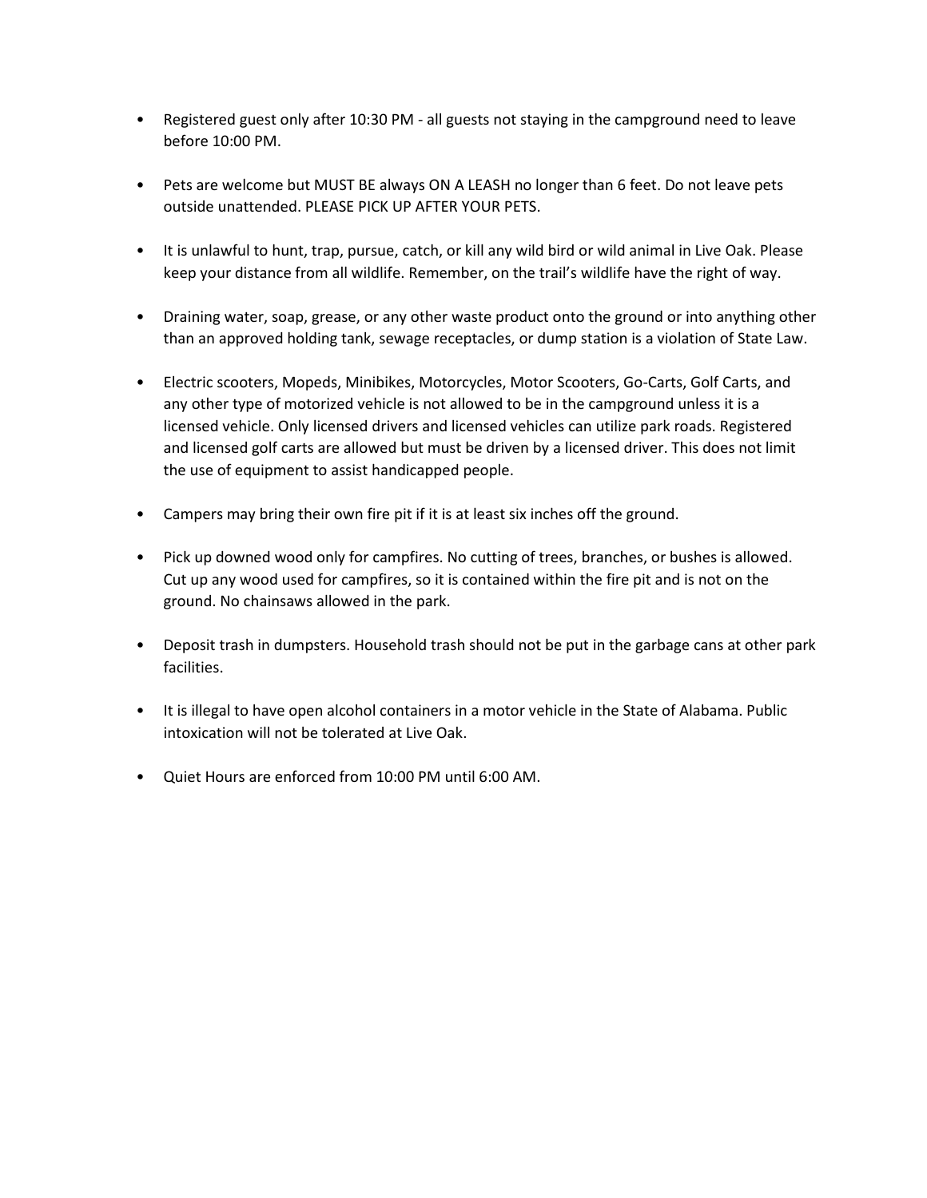- Registered guest only after 10:30 PM - all guests not staying in the campground need to leave before 10:00 PM.

- Pets are welcome but MUST BE always ON A LEASH no longer than 6 feet. Do not leave pets outside unattended. PLEASE PICK UP AFTER YOUR PETS.

- It is unlawful to hunt, trap, pursue, catch, or kill any wild bird or wild animal in Live Oak. Please keep your distance from all wildlife. Remember, on the trail's wildlife have the right of way.

- Draining water, soap, grease, or any other waste product onto the ground or into anything other than an approved holding tank, sewage receptacles, or dump station is a violation of State Law.

- Electric scooters, Mopeds, Minibikes, Motorcycles, Motor Scooters, Go-Carts, Golf Carts, and any other type of motorized vehicle is not allowed to be in the campground unless it is a licensed vehicle. Only licensed drivers and licensed vehicles can utilize park roads. Registered and licensed golf carts are allowed but must be driven by a licensed driver. This does not limit the use of equipment to assist handicapped people.

- Campers may bring their own fire pit if it is at least six inches off the ground.

- Pick up downed wood only for campfires. No cutting of trees, branches, or bushes is allowed. Cut up any wood used for campfires, so it is contained within the fire pit and is not on the ground. No chainsaws allowed in the park.

- Deposit trash in dumpsters. Household trash should not be put in the garbage cans at other park facilities.

- It is illegal to have open alcohol containers in a motor vehicle in the State of Alabama. Public intoxication will not be tolerated at Live Oak.

- Quiet Hours are enforced from 10:00 PM until 6:00 AM.